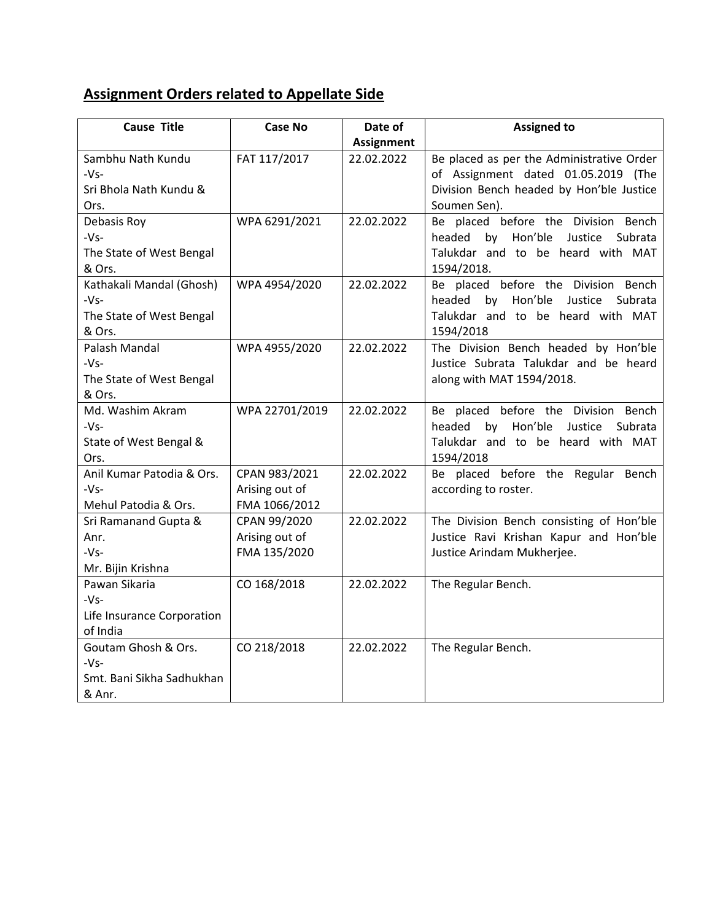## Assignment Orders related to Appellate Side

| Cause Title | Case No | Date of Assignment | Assigned to |
|---|---|---|---|
| Sambhu Nath Kundu -Vs- Sri Bhola Nath Kundu & Ors. | FAT 117/2017 | 22.02.2022 | Be placed as per the Administrative Order of Assignment dated 01.05.2019 (The Division Bench headed by Hon'ble Justice Soumen Sen). |
| Debasis Roy -Vs- The State of West Bengal & Ors. | WPA 6291/2021 | 22.02.2022 | Be placed before the Division Bench headed by Hon'ble Justice Subrata Talukdar and to be heard with MAT 1594/2018. |
| Kathakali Mandal (Ghosh) -Vs- The State of West Bengal & Ors. | WPA 4954/2020 | 22.02.2022 | Be placed before the Division Bench headed by Hon'ble Justice Subrata Talukdar and to be heard with MAT 1594/2018 |
| Palash Mandal -Vs- The State of West Bengal & Ors. | WPA 4955/2020 | 22.02.2022 | The Division Bench headed by Hon'ble Justice Subrata Talukdar and be heard along with MAT 1594/2018. |
| Md. Washim Akram -Vs- State of West Bengal & Ors. | WPA 22701/2019 | 22.02.2022 | Be placed before the Division Bench headed by Hon'ble Justice Subrata Talukdar and to be heard with MAT 1594/2018 |
| Anil Kumar Patodia & Ors. -Vs- Mehul Patodia & Ors. | CPAN 983/2021 Arising out of FMA 1066/2012 | 22.02.2022 | Be placed before the Regular Bench according to roster. |
| Sri Ramanand Gupta & Anr. -Vs- Mr. Bijin Krishna | CPAN 99/2020 Arising out of FMA 135/2020 | 22.02.2022 | The Division Bench consisting of Hon'ble Justice Ravi Krishan Kapur and Hon'ble Justice Arindam Mukherjee. |
| Pawan Sikaria -Vs- Life Insurance Corporation of India | CO 168/2018 | 22.02.2022 | The Regular Bench. |
| Goutam Ghosh & Ors. -Vs- Smt. Bani Sikha Sadhukhan & Anr. | CO 218/2018 | 22.02.2022 | The Regular Bench. |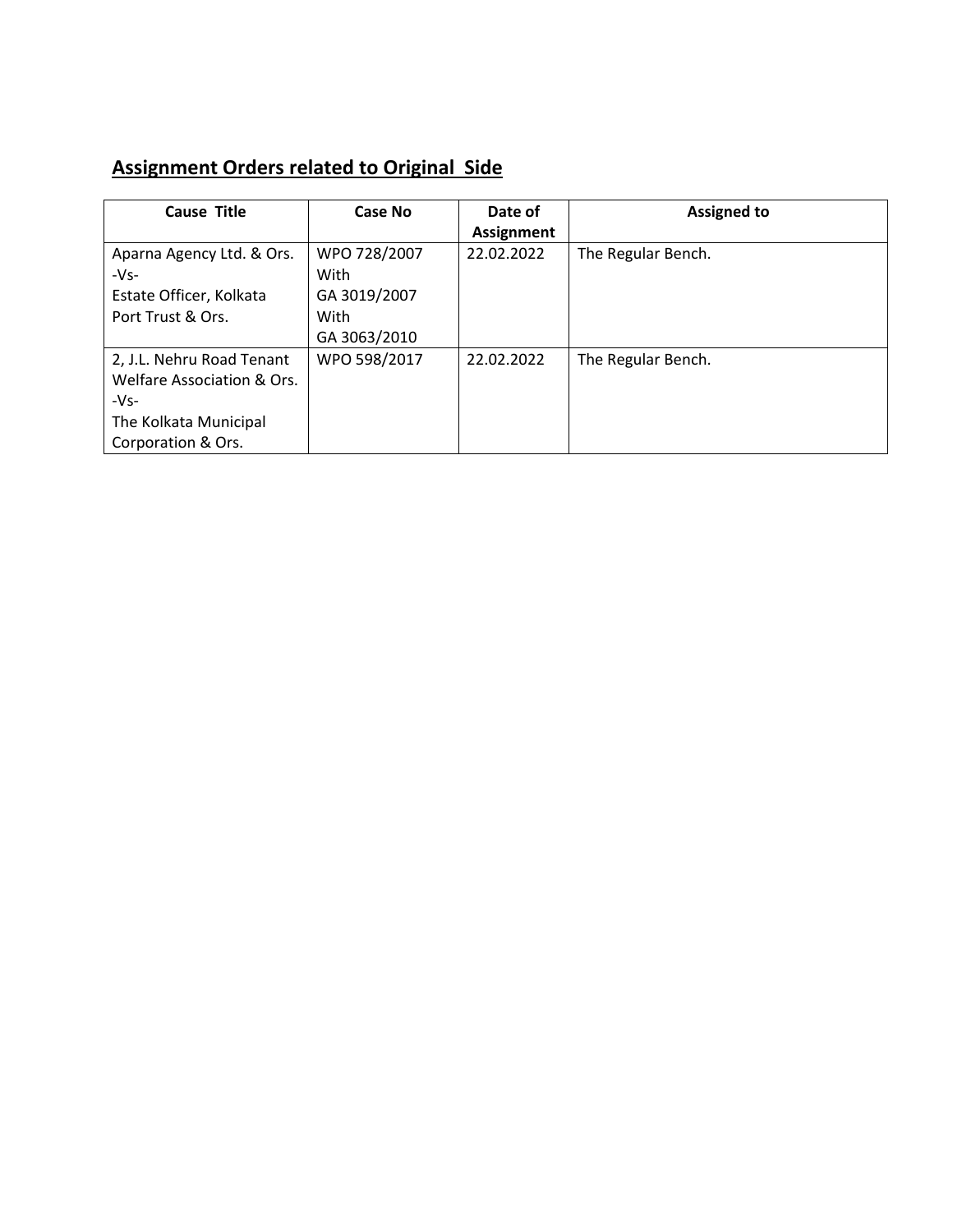## **Assignment Orders related to Original Side**

| Cause Title | Case No | Date of Assignment | Assigned to |
|---|---|---|---|
| Aparna Agency Ltd. & Ors. -Vs- Estate Officer, Kolkata Port Trust & Ors. | WPO 728/2007 With GA 3019/2007 With GA 3063/2010 | 22.02.2022 | The Regular Bench. |
| 2, J.L. Nehru Road Tenant Welfare Association & Ors. -Vs- The Kolkata Municipal Corporation & Ors. | WPO 598/2017 | 22.02.2022 | The Regular Bench. |